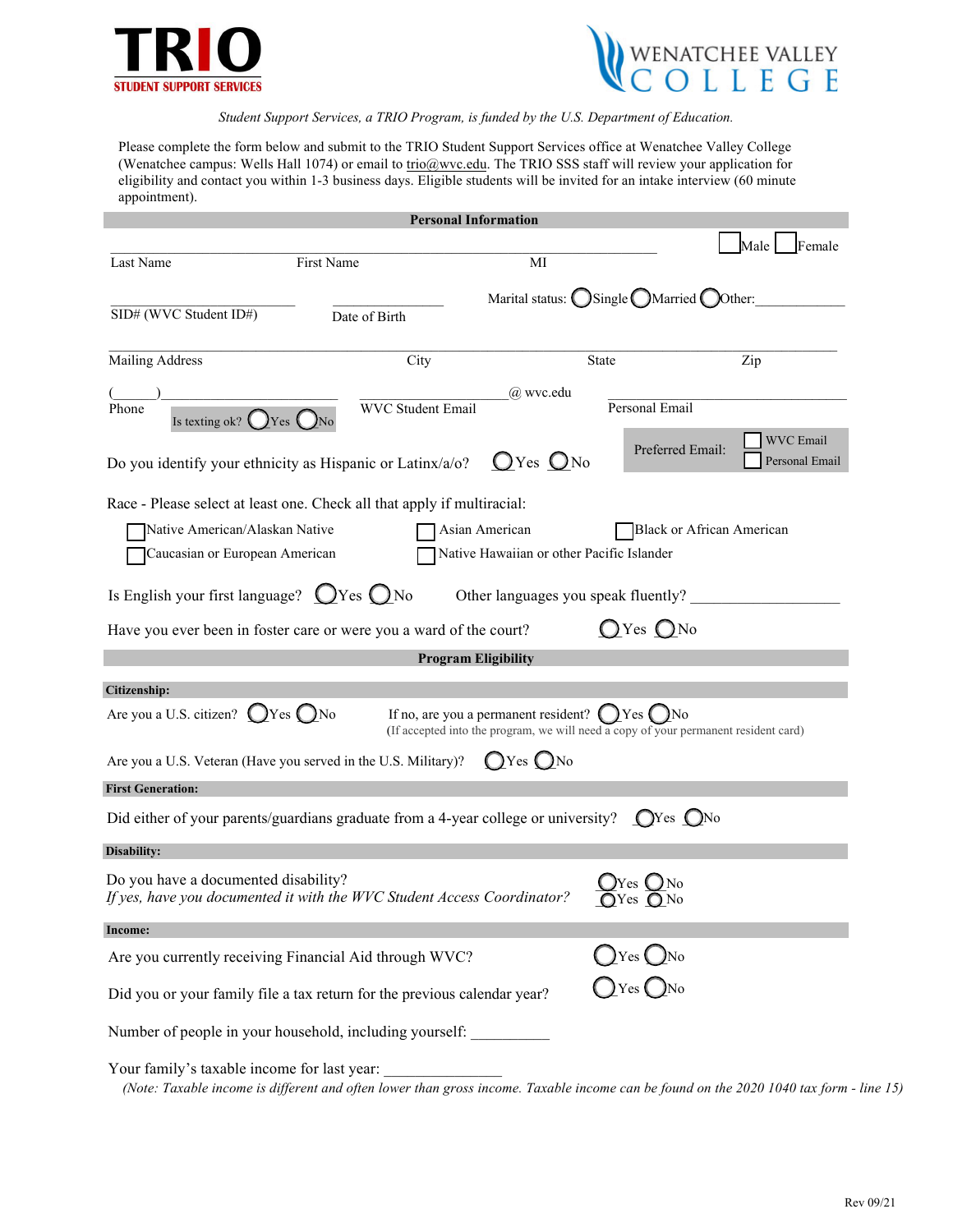**TRIO**
**STUDENT SUPPORT SERVICES**

**WENATCHEE VALLEY COLLEGE**

*Student Support Services, a TRIO Program, is funded by the U.S. Department of Education.*

Please complete the form below and submit to the TRIO Student Support Services office at Wenatchee Valley College (Wenatchee campus: Wells Hall 1074) or email to trio@wvc.edu. The TRIO SSS staff will review your application for eligibility and contact you within 1-3 business days. Eligible students will be invited for an intake interview (60 minute appointment).

## Personal Information

______________________________________________________ ☐ Male ☐ Female
Last Name First Name MI

____________________ ____________ Marital status: ◯ Single ◯ Married ◯ Other: ____________
SID# (WVC Student ID#) Date of Birth

______________________________________________________________________________
Mailing Address City State Zip

(______)__________________ ____________________@ wvc.edu ____________________________
Phone WVC Student Email Personal Email
Is texting ok? ◯ Yes ◯ No

Preferred Email: ☐ WVC Email ☐ Personal Email

Do you identify your ethnicity as Hispanic or Latinx/a/o? ◯ Yes ◯ No

Race - Please select at least one. Check all that apply if multiracial:

☐ Native American/Alaskan Native ☐ Asian American ☐ Black or African American
☐ Caucasian or European American ☐ Native Hawaiian or other Pacific Islander

Is English your first language? ◯ Yes ◯ No Other languages you speak fluently? __________________

Have you ever been in foster care or were you a ward of the court? ◯ Yes ◯ No

## Program Eligibility

**Citizenship:**

Are you a U.S. citizen? ◯ Yes ◯ No If no, are you a permanent resident? ◯ Yes ◯ No
(If accepted into the program, we will need a copy of your permanent resident card)

Are you a U.S. Veteran (Have you served in the U.S. Military)? ◯ Yes ◯ No

**First Generation:**

Did either of your parents/guardians graduate from a 4-year college or university? ◯ Yes ◯ No

**Disability:**

Do you have a documented disability? ◯ Yes ◯ No
*If yes, have you documented it with the WVC Student Access Coordinator?* ◯ Yes ◯ No

**Income:**

Are you currently receiving Financial Aid through WVC? ◯ Yes ◯ No

Did you or your family file a tax return for the previous calendar year? ◯ Yes ◯ No

Number of people in your household, including yourself: __________

Your family's taxable income for last year: _______________
*(Note: Taxable income is different and often lower than gross income. Taxable income can be found on the 2020 1040 tax form - line 15)*

Rev 09/21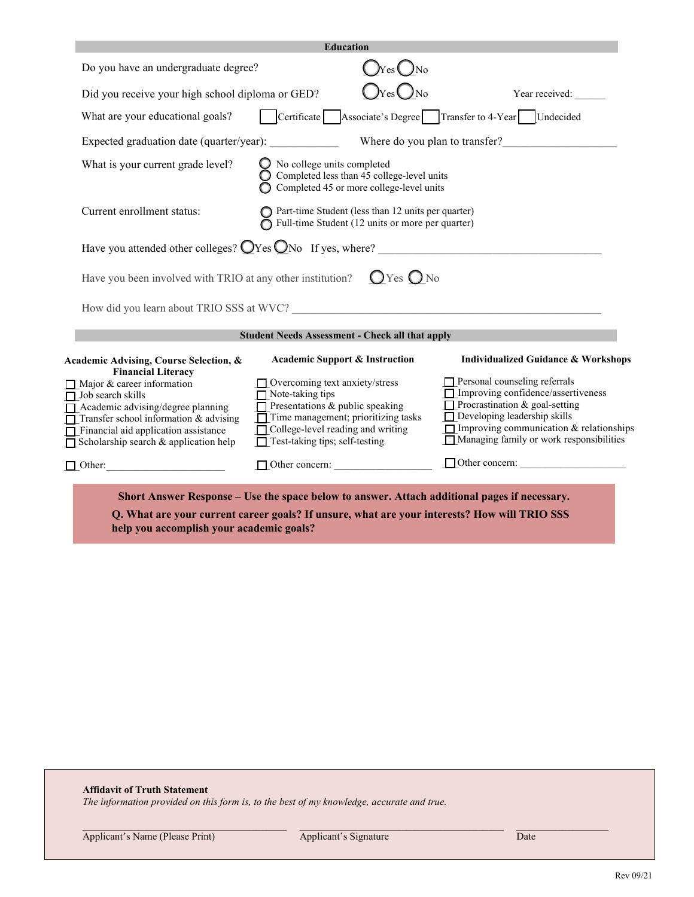## Education

Do you have an undergraduate degree? ◯ Yes ◯ No

Did you receive your high school diploma or GED? ◯ Yes ◯ No Year received: ______

What are your educational goals? ☐ Certificate ☐ Associate's Degree ☐ Transfer to 4-Year ☐ Undecided

Expected graduation date (quarter/year): ____________ Where do you plan to transfer?____________________

What is your current grade level?
- ◯ No college units completed
- ◯ Completed less than 45 college-level units
- ◯ Completed 45 or more college-level units

Current enrollment status:
- ◯ Part-time Student (less than 12 units per quarter)
- ◯ Full-time Student (12 units or more per quarter)

Have you attended other colleges? ◯ Yes ◯ No If yes, where? ______________________________________

Have you been involved with TRIO at any other institution? ◯ Yes ◯ No

How did you learn about TRIO SSS at WVC? ________________________________________________________

## Student Needs Assessment - Check all that apply

**Academic Advising, Course Selection, & Financial Literacy**
- ☐ Major & career information
- ☐ Job search skills
- ☐ Academic advising/degree planning
- ☐ Transfer school information & advising
- ☐ Financial aid application assistance
- ☐ Scholarship search & application help
- ☐ Other:______________________

**Academic Support & Instruction**
- ☐ Overcoming text anxiety/stress
- ☐ Note-taking tips
- ☐ Presentations & public speaking
- ☐ Time management; prioritizing tasks
- ☐ College-level reading and writing
- ☐ Test-taking tips; self-testing
- ☐ Other concern: __________________

**Individualized Guidance & Workshops**
- ☐ Personal counseling referrals
- ☐ Improving confidence/assertiveness
- ☐ Procrastination & goal-setting
- ☐ Developing leadership skills
- ☐ Improving communication & relationships
- ☐ Managing family or work responsibilities
- ☐ Other concern: ____________________

**Short Answer Response – Use the space below to answer. Attach additional pages if necessary.**

**Q. What are your current career goals? If unsure, what are your interests? How will TRIO SSS help you accomplish your academic goals?**

**Affidavit of Truth Statement**

*The information provided on this form is, to the best of my knowledge, accurate and true.*

_______________________________ _______________________________ ______________

Applicant's Name (Please Print) Applicant's Signature Date

Rev 09/21